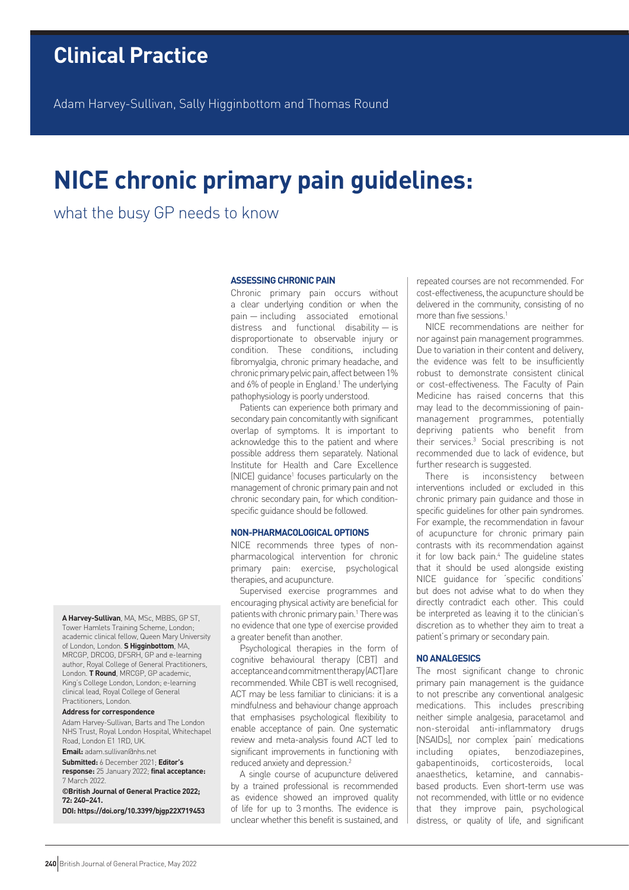# Clinical Practice

Adam Harvey-Sullivan, Sally Higginbottom and Thomas Round

# NICE chronic primary pain guidelines:

## what the busy GP needs to know

### ASSESSING CHRONIC PAIN

Chronic primary pain occurs without a clear underlying condition or when the pain — including associated emotional distress and functional disability — is disproportionate to observable injury or condition. These conditions, including fibromyalgia, chronic primary headache, and chronic primary pelvic pain, affect between 1% and 6% of people in England.[1] The underlying pathophysiology is poorly understood.

Patients can experience both primary and secondary pain concomitantly with significant overlap of symptoms. It is important to acknowledge this to the patient and where possible address them separately. National Institute for Health and Care Excellence (NICE) guidance[1] focuses particularly on the management of chronic primary pain and not chronic secondary pain, for which condition-specific guidance should be followed.

### NON-PHARMACOLOGICAL OPTIONS

NICE recommends three types of non-pharmacological intervention for chronic primary pain: exercise, psychological therapies, and acupuncture.

Supervised exercise programmes and encouraging physical activity are beneficial for patients with chronic primary pain.[1] There was no evidence that one type of exercise provided a greater benefit than another.

Psychological therapies in the form of cognitive behavioural therapy (CBT) and acceptance and commitment therapy (ACT) are recommended. While CBT is well recognised, ACT may be less familiar to clinicians: it is a mindfulness and behaviour change approach that emphasises psychological flexibility to enable acceptance of pain. One systematic review and meta-analysis found ACT led to significant improvements in functioning with reduced anxiety and depression.[2]

A single course of acupuncture delivered by a trained professional is recommended as evidence showed an improved quality of life for up to 3 months. The evidence is unclear whether this benefit is sustained, and repeated courses are not recommended. For cost-effectiveness, the acupuncture should be delivered in the community, consisting of no more than five sessions.[1]

NICE recommendations are neither for nor against pain management programmes. Due to variation in their content and delivery, the evidence was felt to be insufficiently robust to demonstrate consistent clinical or cost-effectiveness. The Faculty of Pain Medicine has raised concerns that this may lead to the decommissioning of pain-management programmes, potentially depriving patients who benefit from their services.[3] Social prescribing is not recommended due to lack of evidence, but further research is suggested.

There is inconsistency between interventions included or excluded in this chronic primary pain guidance and those in specific guidelines for other pain syndromes. For example, the recommendation in favour of acupuncture for chronic primary pain contrasts with its recommendation against it for low back pain.[4] The guideline states that it should be used alongside existing NICE guidance for 'specific conditions' but does not advise what to do when they directly contradict each other. This could be interpreted as leaving it to the clinician's discretion as to whether they aim to treat a patient's primary or secondary pain.

### NO ANALGESICS

The most significant change to chronic primary pain management is the guidance to not prescribe any conventional analgesic medications. This includes prescribing neither simple analgesia, paracetamol and non-steroidal anti-inflammatory drugs (NSAIDs), nor complex 'pain' medications including opiates, benzodiazepines, gabapentinoids, corticosteroids, local anaesthetics, ketamine, and cannabis-based products. Even short-term use was not recommended, with little or no evidence that they improve pain, psychological distress, or quality of life, and significant

**A Harvey-Sullivan**, MA, MSc, MBBS, GP ST, Tower Hamlets Training Scheme, London; academic clinical fellow, Queen Mary University of London, London. **S Higginbottom**, MA, MRCGP, DRCOG, DFSRH, GP and e-learning author, Royal College of General Practitioners, London. **T Round**, MRCGP, GP academic, King's College London, London; e-learning clinical lead, Royal College of General Practitioners, London.

**Address for correspondence**

Adam Harvey-Sullivan, Barts and The London NHS Trust, Royal London Hospital, Whitechapel Road, London E1 1RD, UK.

**Email:** adam.sullivan@nhs.net

**Submitted:** 6 December 2021; **Editor's response:** 25 January 2022; **final acceptance:** 7 March 2022.

**©British Journal of General Practice 2022; 72: 240–241.**

**DOI: https://doi.org/10.3399/bjgp22X719453**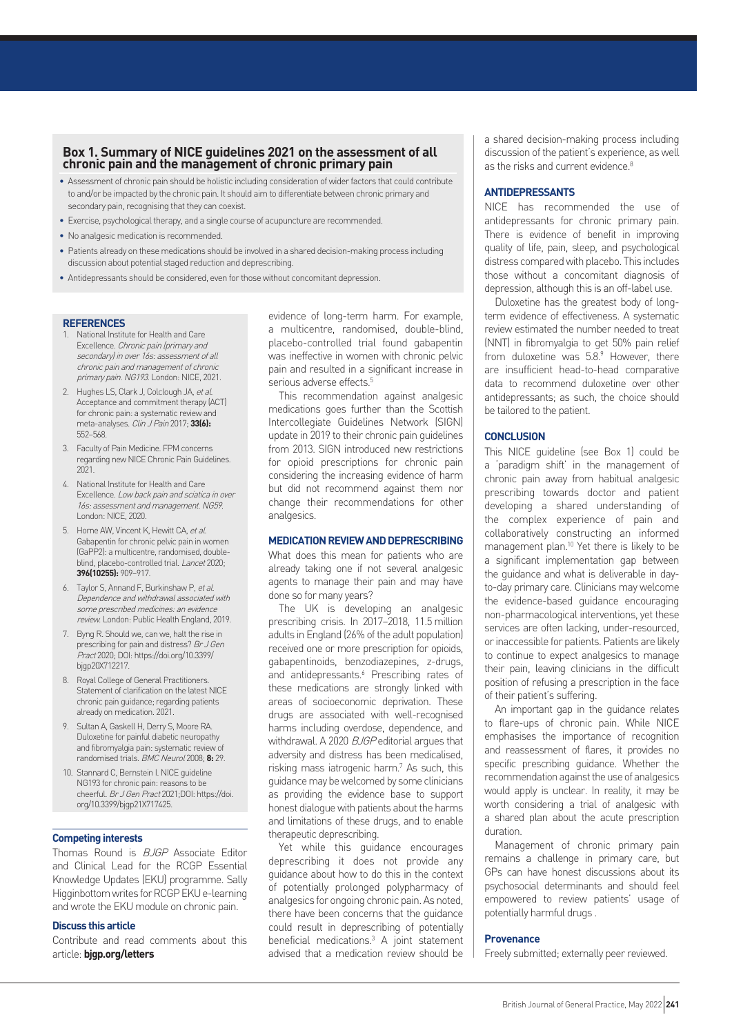## Box 1. Summary of NICE guidelines 2021 on the assessment of all chronic pain and the management of chronic primary pain

- Assessment of chronic pain should be holistic including consideration of wider factors that could contribute to and/or be impacted by the chronic pain. It should aim to differentiate between chronic primary and secondary pain, recognising that they can coexist.
- Exercise, psychological therapy, and a single course of acupuncture are recommended.
- No analgesic medication is recommended.
- Patients already on these medications should be involved in a shared decision-making process including discussion about potential staged reduction and deprescribing.
- Antidepressants should be considered, even for those without concomitant depression.

evidence of long-term harm. For example, a multicentre, randomised, double-blind, placebo-controlled trial found gabapentin was ineffective in women with chronic pelvic pain and resulted in a significant increase in serious adverse effects.[5]

This recommendation against analgesic medications goes further than the Scottish Intercollegiate Guidelines Network (SIGN) update in 2019 to their chronic pain guidelines from 2013. SIGN introduced new restrictions for opioid prescriptions for chronic pain considering the increasing evidence of harm but did not recommend against them nor change their recommendations for other analgesics.

### MEDICATION REVIEW AND DEPRESCRIBING

What does this mean for patients who are already taking one if not several analgesic agents to manage their pain and may have done so for many years?

The UK is developing an analgesic prescribing crisis. In 2017–2018, 11.5 million adults in England (26% of the adult population) received one or more prescription for opioids, gabapentinoids, benzodiazepines, z-drugs, and antidepressants.[6] Prescribing rates of these medications are strongly linked with areas of socioeconomic deprivation. These drugs are associated with well-recognised harms including overdose, dependence, and withdrawal. A 2020 *BJGP* editorial argues that adversity and distress has been medicalised, risking mass iatrogenic harm.[7] As such, this guidance may be welcomed by some clinicians as providing the evidence base to support honest dialogue with patients about the harms and limitations of these drugs, and to enable therapeutic deprescribing.

Yet while this guidance encourages deprescribing it does not provide any guidance about how to do this in the context of potentially prolonged polypharmacy of analgesics for ongoing chronic pain. As noted, there have been concerns that the guidance could result in deprescribing of potentially beneficial medications.[3] A joint statement advised that a medication review should be a shared decision-making process including discussion of the patient's experience, as well as the risks and current evidence.[8]

### ANTIDEPRESSANTS

NICE has recommended the use of antidepressants for chronic primary pain. There is evidence of benefit in improving quality of life, pain, sleep, and psychological distress compared with placebo. This includes those without a concomitant diagnosis of depression, although this is an off-label use.

Duloxetine has the greatest body of long-term evidence of effectiveness. A systematic review estimated the number needed to treat (NNT) in fibromyalgia to get 50% pain relief from duloxetine was 5.8.[9] However, there are insufficient head-to-head comparative data to recommend duloxetine over other antidepressants; as such, the choice should be tailored to the patient.

### CONCLUSION

This NICE guideline (see Box 1) could be a 'paradigm shift' in the management of chronic pain away from habitual analgesic prescribing towards doctor and patient developing a shared understanding of the complex experience of pain and collaboratively constructing an informed management plan.[10] Yet there is likely to be a significant implementation gap between the guidance and what is deliverable in day-to-day primary care. Clinicians may welcome the evidence-based guidance encouraging non-pharmacological interventions, yet these services are often lacking, under-resourced, or inaccessible for patients. Patients are likely to continue to expect analgesics to manage their pain, leaving clinicians in the difficult position of refusing a prescription in the face of their patient's suffering.

An important gap in the guidance relates to flare-ups of chronic pain. While NICE emphasises the importance of recognition and reassessment of flares, it provides no specific prescribing guidance. Whether the recommendation against the use of analgesics would apply is unclear. In reality, it may be worth considering a trial of analgesic with a shared plan about the acute prescription duration.

Management of chronic primary pain remains a challenge in primary care, but GPs can have honest discussions about its psychosocial determinants and should feel empowered to review patients' usage of potentially harmful drugs .

### Provenance

Freely submitted; externally peer reviewed.

### Competing interests

Thomas Round is *BJGP* Associate Editor and Clinical Lead for the RCGP Essential Knowledge Updates (EKU) programme. Sally Higginbottom writes for RCGP EKU e-learning and wrote the EKU module on chronic pain.

### Discuss this article

Contribute and read comments about this article: **bjgp.org/letters**

### REFERENCES

1. National Institute for Health and Care Excellence. *Chronic pain (primary and secondary) in over 16s: assessment of all chronic pain and management of chronic primary pain. NG193.* London: NICE, 2021.
2. Hughes LS, Clark J, Colclough JA, *et al.* Acceptance and commitment therapy (ACT) for chronic pain: a systematic review and meta-analyses. *Clin J Pain* 2017; **33(6):** 552–568.
3. Faculty of Pain Medicine. FPM concerns regarding new NICE Chronic Pain Guidelines. 2021.
4. National Institute for Health and Care Excellence. *Low back pain and sciatica in over 16s: assessment and management. NG59.* London: NICE, 2020.
5. Horne AW, Vincent K, Hewitt CA, *et al.* Gabapentin for chronic pelvic pain in women (GaPP2): a multicentre, randomised, double-blind, placebo-controlled trial. *Lancet* 2020; **396(10255):** 909–917.
6. Taylor S, Annand F, Burkinshaw P, *et al.* *Dependence and withdrawal associated with some prescribed medicines: an evidence review.* London: Public Health England, 2019.
7. Byng R. Should we, can we, halt the rise in prescribing for pain and distress? *Br J Gen Pract* 2020; DOI: https://doi.org/10.3399/bjgp20X712217.
8. Royal College of General Practitioners. Statement of clarification on the latest NICE chronic pain guidance; regarding patients already on medication. 2021.
9. Sultan A, Gaskell H, Derry S, Moore RA. Duloxetine for painful diabetic neuropathy and fibromyalgia pain: systematic review of randomised trials. *BMC Neurol* 2008; **8:** 29.
10. Stannard C, Bernstein I. NICE guideline NG193 for chronic pain: reasons to be cheerful. *Br J Gen Pract* 2021;DOI: https://doi.org/10.3399/bjgp21X717425.